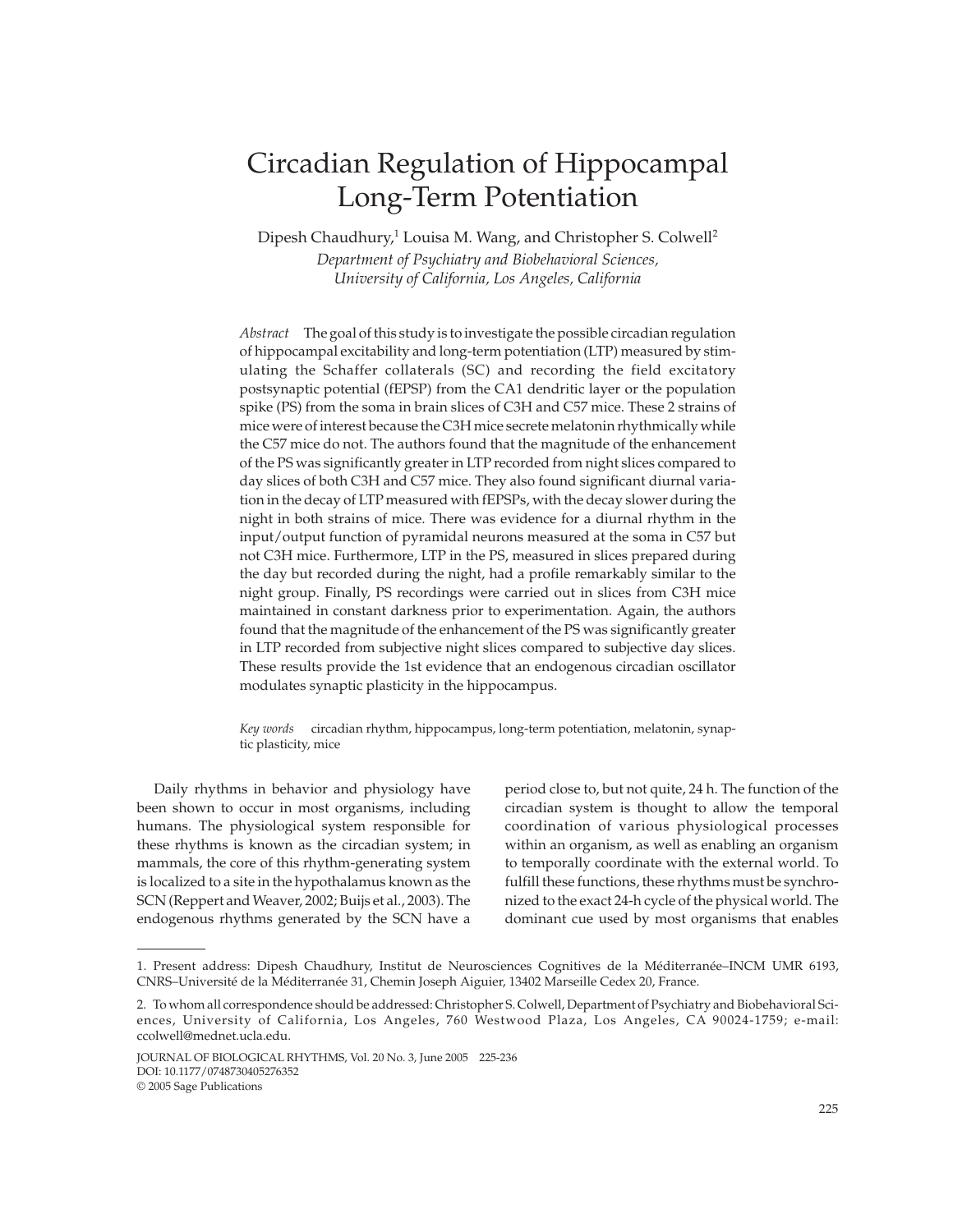# Circadian Regulation of Hippocampal Long-Term Potentiation

Dipesh Chaudhury,[1] Louisa M. Wang, and Christopher S. Colwell[2]

*Department of Psychiatry and Biobehavioral Sciences, University of California, Los Angeles, California*

*Abstract* The goal of this study is to investigate the possible circadian regulation of hippocampal excitability and long-term potentiation (LTP) measured by stimulating the Schaffer collaterals (SC) and recording the field excitatory postsynaptic potential (fEPSP) from the CA1 dendritic layer or the population spike (PS) from the soma in brain slices of C3H and C57 mice. These 2 strains of mice were of interest because the C3H mice secrete melatonin rhythmically while the C57 mice do not. The authors found that the magnitude of the enhancement of the PS was significantly greater in LTP recorded from night slices compared to day slices of both C3H and C57 mice. They also found significant diurnal variation in the decay of LTP measured with fEPSPs, with the decay slower during the night in both strains of mice. There was evidence for a diurnal rhythm in the input/output function of pyramidal neurons measured at the soma in C57 but not C3H mice. Furthermore, LTP in the PS, measured in slices prepared during the day but recorded during the night, had a profile remarkably similar to the night group. Finally, PS recordings were carried out in slices from C3H mice maintained in constant darkness prior to experimentation. Again, the authors found that the magnitude of the enhancement of the PS was significantly greater in LTP recorded from subjective night slices compared to subjective day slices. These results provide the 1st evidence that an endogenous circadian oscillator modulates synaptic plasticity in the hippocampus.

*Key words* circadian rhythm, hippocampus, long-term potentiation, melatonin, synaptic plasticity, mice

Daily rhythms in behavior and physiology have been shown to occur in most organisms, including humans. The physiological system responsible for these rhythms is known as the circadian system; in mammals, the core of this rhythm-generating system is localized to a site in the hypothalamus known as the SCN (Reppert and Weaver, 2002; Buijs et al., 2003). The endogenous rhythms generated by the SCN have a period close to, but not quite, 24 h. The function of the circadian system is thought to allow the temporal coordination of various physiological processes within an organism, as well as enabling an organism to temporally coordinate with the external world. To fulfill these functions, these rhythms must be synchronized to the exact 24-h cycle of the physical world. The dominant cue used by most organisms that enables

1. Present address: Dipesh Chaudhury, Institut de Neurosciences Cognitives de la Méditerranée–INCM UMR 6193, CNRS–Université de la Méditerranée 31, Chemin Joseph Aiguier, 13402 Marseille Cedex 20, France.

2. To whom all correspondence should be addressed: Christopher S. Colwell, Department of Psychiatry and Biobehavioral Sciences, University of California, Los Angeles, 760 Westwood Plaza, Los Angeles, CA 90024-1759; e-mail: ccolwell@mednet.ucla.edu.

JOURNAL OF BIOLOGICAL RHYTHMS, Vol. 20 No. 3, June 2005 225-236
DOI: 10.1177/0748730405276352
© 2005 Sage Publications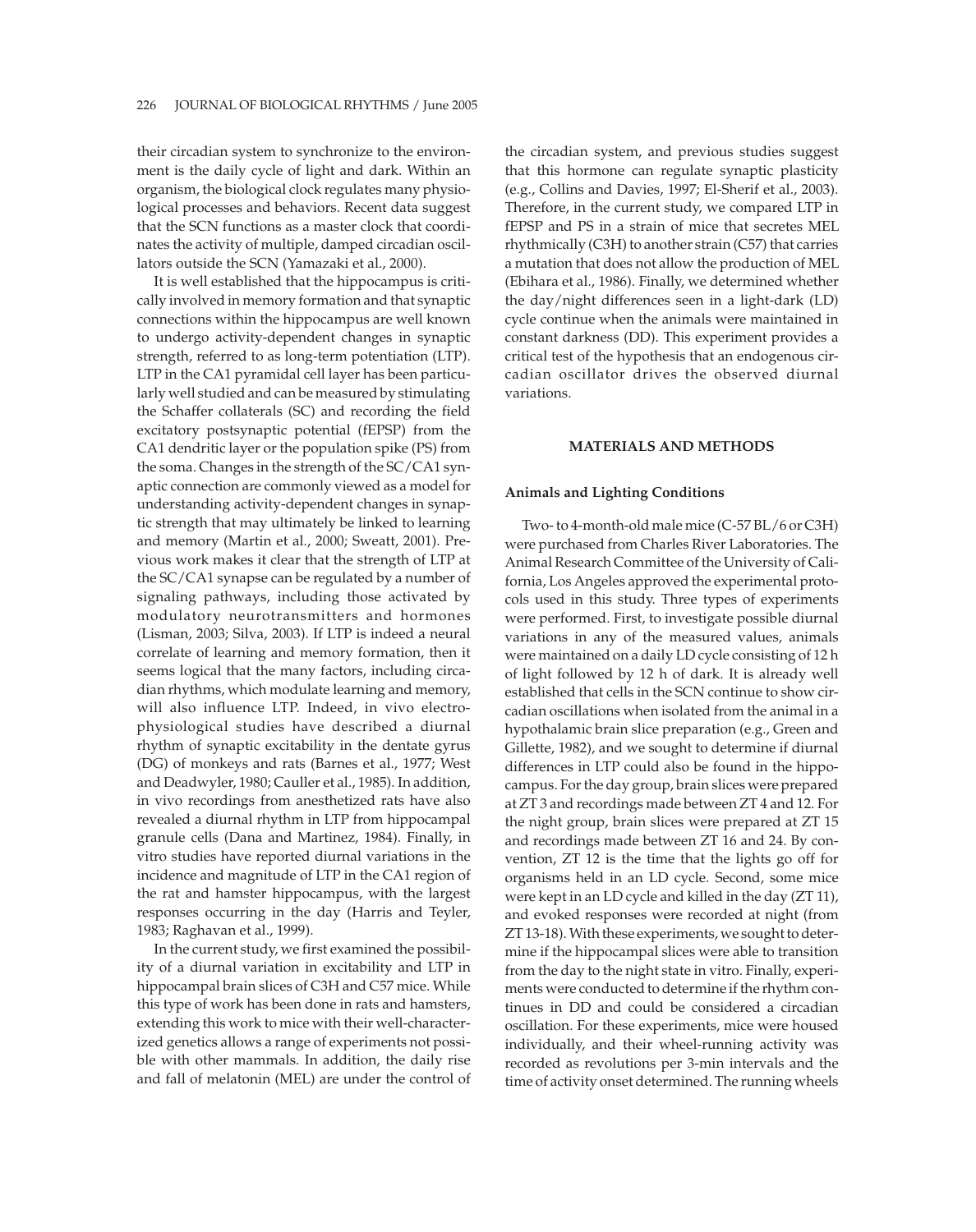their circadian system to synchronize to the environment is the daily cycle of light and dark. Within an organism, the biological clock regulates many physiological processes and behaviors. Recent data suggest that the SCN functions as a master clock that coordinates the activity of multiple, damped circadian oscillators outside the SCN (Yamazaki et al., 2000).

It is well established that the hippocampus is critically involved in memory formation and that synaptic connections within the hippocampus are well known to undergo activity-dependent changes in synaptic strength, referred to as long-term potentiation (LTP). LTP in the CA1 pyramidal cell layer has been particularly well studied and can be measured by stimulating the Schaffer collaterals (SC) and recording the field excitatory postsynaptic potential (fEPSP) from the CA1 dendritic layer or the population spike (PS) from the soma. Changes in the strength of the SC/CA1 synaptic connection are commonly viewed as a model for understanding activity-dependent changes in synaptic strength that may ultimately be linked to learning and memory (Martin et al., 2000; Sweatt, 2001). Previous work makes it clear that the strength of LTP at the SC/CA1 synapse can be regulated by a number of signaling pathways, including those activated by modulatory neurotransmitters and hormones (Lisman, 2003; Silva, 2003). If LTP is indeed a neural correlate of learning and memory formation, then it seems logical that the many factors, including circadian rhythms, which modulate learning and memory, will also influence LTP. Indeed, in vivo electrophysiological studies have described a diurnal rhythm of synaptic excitability in the dentate gyrus (DG) of monkeys and rats (Barnes et al., 1977; West and Deadwyler, 1980; Cauller et al., 1985). In addition, in vivo recordings from anesthetized rats have also revealed a diurnal rhythm in LTP from hippocampal granule cells (Dana and Martinez, 1984). Finally, in vitro studies have reported diurnal variations in the incidence and magnitude of LTP in the CA1 region of the rat and hamster hippocampus, with the largest responses occurring in the day (Harris and Teyler, 1983; Raghavan et al., 1999).

In the current study, we first examined the possibility of a diurnal variation in excitability and LTP in hippocampal brain slices of C3H and C57 mice. While this type of work has been done in rats and hamsters, extending this work to mice with their well-characterized genetics allows a range of experiments not possible with other mammals. In addition, the daily rise and fall of melatonin (MEL) are under the control of the circadian system, and previous studies suggest that this hormone can regulate synaptic plasticity (e.g., Collins and Davies, 1997; El-Sherif et al., 2003). Therefore, in the current study, we compared LTP in fEPSP and PS in a strain of mice that secretes MEL rhythmically (C3H) to another strain (C57) that carries a mutation that does not allow the production of MEL (Ebihara et al., 1986). Finally, we determined whether the day/night differences seen in a light-dark (LD) cycle continue when the animals were maintained in constant darkness (DD). This experiment provides a critical test of the hypothesis that an endogenous circadian oscillator drives the observed diurnal variations.

## MATERIALS AND METHODS

### Animals and Lighting Conditions

Two- to 4-month-old male mice (C-57 BL/6 or C3H) were purchased from Charles River Laboratories. The Animal Research Committee of the University of California, Los Angeles approved the experimental protocols used in this study. Three types of experiments were performed. First, to investigate possible diurnal variations in any of the measured values, animals were maintained on a daily LD cycle consisting of 12 h of light followed by 12 h of dark. It is already well established that cells in the SCN continue to show circadian oscillations when isolated from the animal in a hypothalamic brain slice preparation (e.g., Green and Gillette, 1982), and we sought to determine if diurnal differences in LTP could also be found in the hippocampus. For the day group, brain slices were prepared at ZT 3 and recordings made between ZT 4 and 12. For the night group, brain slices were prepared at ZT 15 and recordings made between ZT 16 and 24. By convention, ZT 12 is the time that the lights go off for organisms held in an LD cycle. Second, some mice were kept in an LD cycle and killed in the day (ZT 11), and evoked responses were recorded at night (from ZT 13-18). With these experiments, we sought to determine if the hippocampal slices were able to transition from the day to the night state in vitro. Finally, experiments were conducted to determine if the rhythm continues in DD and could be considered a circadian oscillation. For these experiments, mice were housed individually, and their wheel-running activity was recorded as revolutions per 3-min intervals and the time of activity onset determined. The running wheels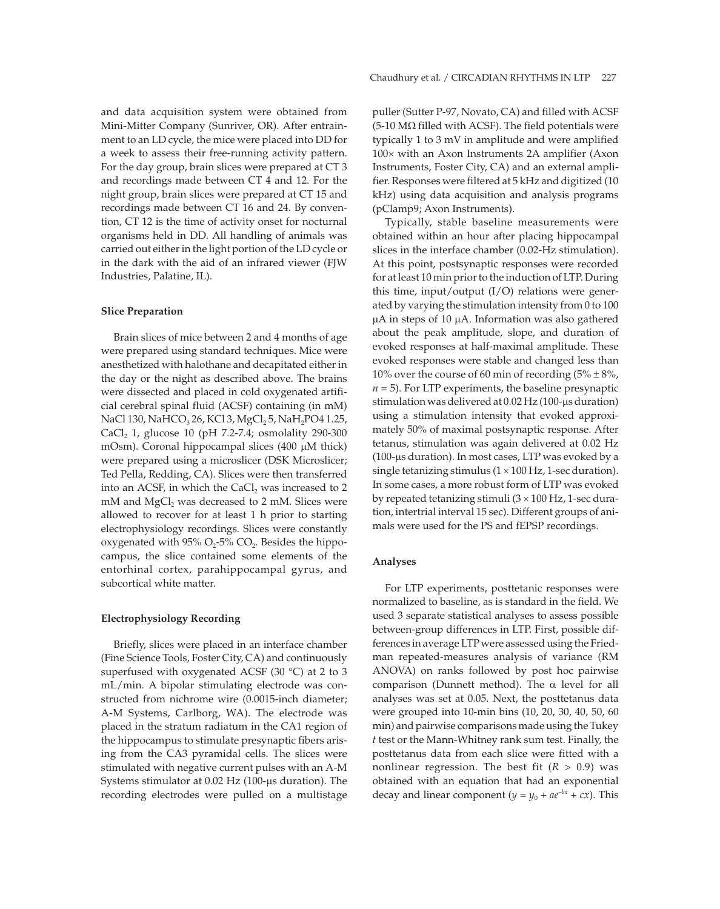and data acquisition system were obtained from Mini-Mitter Company (Sunriver, OR). After entrainment to an LD cycle, the mice were placed into DD for a week to assess their free-running activity pattern. For the day group, brain slices were prepared at CT 3 and recordings made between CT 4 and 12. For the night group, brain slices were prepared at CT 15 and recordings made between CT 16 and 24. By convention, CT 12 is the time of activity onset for nocturnal organisms held in DD. All handling of animals was carried out either in the light portion of the LD cycle or in the dark with the aid of an infrared viewer (FJW Industries, Palatine, IL).

### Slice Preparation

Brain slices of mice between 2 and 4 months of age were prepared using standard techniques. Mice were anesthetized with halothane and decapitated either in the day or the night as described above. The brains were dissected and placed in cold oxygenated artificial cerebral spinal fluid (ACSF) containing (in mM) NaCl 130, $NaHCO_3$ 26, KCl 3, $MgCl_2$ 5, $NaH_2PO4$ 1.25, $CaCl_2$ 1, glucose 10 (pH 7.2-7.4; osmolality 290-300 mOsm). Coronal hippocampal slices (400 μM thick) were prepared using a microslicer (DSK Microslicer; Ted Pella, Redding, CA). Slices were then transferred into an ACSF, in which the $CaCl_2$ was increased to 2 mM and $MgCl_2$ was decreased to 2 mM. Slices were allowed to recover for at least 1 h prior to starting electrophysiology recordings. Slices were constantly oxygenated with 95% $O_2$-5% $CO_2$. Besides the hippocampus, the slice contained some elements of the entorhinal cortex, parahippocampal gyrus, and subcortical white matter.

### Electrophysiology Recording

Briefly, slices were placed in an interface chamber (Fine Science Tools, Foster City, CA) and continuously superfused with oxygenated ACSF (30 °C) at 2 to 3 mL/min. A bipolar stimulating electrode was constructed from nichrome wire (0.0015-inch diameter; A-M Systems, Carlborg, WA). The electrode was placed in the stratum radiatum in the CA1 region of the hippocampus to stimulate presynaptic fibers arising from the CA3 pyramidal cells. The slices were stimulated with negative current pulses with an A-M Systems stimulator at 0.02 Hz (100-μs duration). The recording electrodes were pulled on a multistage puller (Sutter P-97, Novato, CA) and filled with ACSF (5-10 MΩ filled with ACSF). The field potentials were typically 1 to 3 mV in amplitude and were amplified 100× with an Axon Instruments 2A amplifier (Axon Instruments, Foster City, CA) and an external amplifier. Responses were filtered at 5 kHz and digitized (10 kHz) using data acquisition and analysis programs (pClamp9; Axon Instruments).

Typically, stable baseline measurements were obtained within an hour after placing hippocampal slices in the interface chamber (0.02-Hz stimulation). At this point, postsynaptic responses were recorded for at least 10 min prior to the induction of LTP. During this time, input/output (I/O) relations were generated by varying the stimulation intensity from 0 to 100 μA in steps of 10 μA. Information was also gathered about the peak amplitude, slope, and duration of evoked responses at half-maximal amplitude. These evoked responses were stable and changed less than 10% over the course of 60 min of recording (5% ± 8%, $n = 5$). For LTP experiments, the baseline presynaptic stimulation was delivered at 0.02 Hz (100-μs duration) using a stimulation intensity that evoked approximately 50% of maximal postsynaptic response. After tetanus, stimulation was again delivered at 0.02 Hz (100-μs duration). In most cases, LTP was evoked by a single tetanizing stimulus (1 × 100 Hz, 1-sec duration). In some cases, a more robust form of LTP was evoked by repeated tetanizing stimuli (3 × 100 Hz, 1-sec duration, intertrial interval 15 sec). Different groups of animals were used for the PS and fEPSP recordings.

### Analyses

For LTP experiments, posttetanic responses were normalized to baseline, as is standard in the field. We used 3 separate statistical analyses to assess possible between-group differences in LTP. First, possible differences in average LTP were assessed using the Friedman repeated-measures analysis of variance (RM ANOVA) on ranks followed by post hoc pairwise comparison (Dunnett method). The α level for all analyses was set at 0.05. Next, the posttetanus data were grouped into 10-min bins (10, 20, 30, 40, 50, 60 min) and pairwise comparisons made using the Tukey *t* test or the Mann-Whitney rank sum test. Finally, the posttetanus data from each slice were fitted with a nonlinear regression. The best fit ($R > 0.9$) was obtained with an equation that had an exponential decay and linear component ($y = y_0 + ae^{-bx} + cx$). This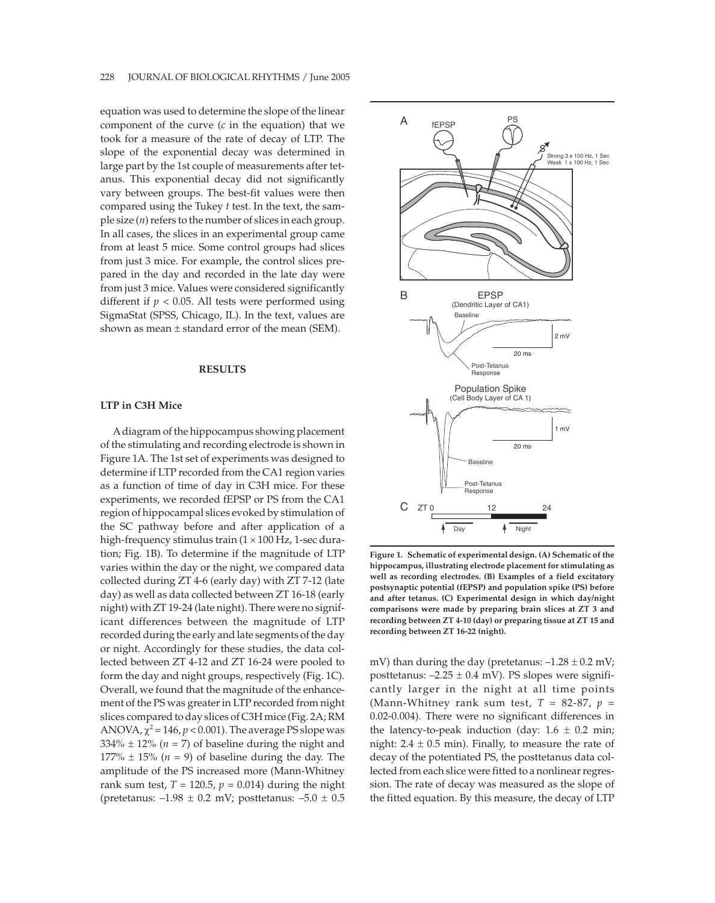equation was used to determine the slope of the linear component of the curve (*c* in the equation) that we took for a measure of the rate of decay of LTP. The slope of the exponential decay was determined in large part by the 1st couple of measurements after tetanus. This exponential decay did not significantly vary between groups. The best-fit values were then compared using the Tukey *t* test. In the text, the sample size (*n*) refers to the number of slices in each group. In all cases, the slices in an experimental group came from at least 5 mice. Some control groups had slices from just 3 mice. For example, the control slices prepared in the day and recorded in the late day were from just 3 mice. Values were considered significantly different if $p < 0.05$. All tests were performed using SigmaStat (SPSS, Chicago, IL). In the text, values are shown as mean ± standard error of the mean (SEM).

## RESULTS

### LTP in C3H Mice

A diagram of the hippocampus showing placement of the stimulating and recording electrode is shown in Figure 1A. The 1st set of experiments was designed to determine if LTP recorded from the CA1 region varies as a function of time of day in C3H mice. For these experiments, we recorded fEPSP or PS from the CA1 region of hippocampal slices evoked by stimulation of the SC pathway before and after application of a high-frequency stimulus train (1 × 100 Hz, 1-sec duration; Fig. 1B). To determine if the magnitude of LTP varies within the day or the night, we compared data collected during ZT 4-6 (early day) with ZT 7-12 (late day) as well as data collected between ZT 16-18 (early night) with ZT 19-24 (late night). There were no significant differences between the magnitude of LTP recorded during the early and late segments of the day or night. Accordingly for these studies, the data collected between ZT 4-12 and ZT 16-24 were pooled to form the day and night groups, respectively (Fig. 1C). Overall, we found that the magnitude of the enhancement of the PS was greater in LTP recorded from night slices compared to day slices of C3H mice (Fig. 2A; RM ANOVA, $\chi^2 = 146$, $p < 0.001$). The average PS slope was 334% ± 12% ($n = 7$) of baseline during the night and 177% ± 15% ($n = 9$) of baseline during the day. The amplitude of the PS increased more (Mann-Whitney rank sum test, $T = 120.5$, $p = 0.014$) during the night (pretetanus: –1.98 ± 0.2 mV; posttetanus: –5.0 ± 0.5 mV) than during the day (pretetanus: –1.28 ± 0.2 mV; posttetanus: –2.25 ± 0.4 mV). PS slopes were significantly larger in the night at all time points (Mann-Whitney rank sum test, $T = 82\text{-}87$, $p = 0.02\text{-}0.004$). There were no significant differences in the latency-to-peak induction (day: 1.6 ± 0.2 min; night: 2.4 ± 0.5 min). Finally, to measure the rate of decay of the potentiated PS, the posttetanus data collected from each slice were fitted to a nonlinear regression. The rate of decay was measured as the slope of the fitted equation. By this measure, the decay of LTP

**Figure 1. Schematic of experimental design. (A) Schematic of the hippocampus, illustrating electrode placement for stimulating as well as recording electrodes. (B) Examples of a field excitatory postsynaptic potential (fEPSP) and population spike (PS) before and after tetanus. (C) Experimental design in which day/night comparisons were made by preparing brain slices at ZT 3 and recording between ZT 4-10 (day) or preparing tissue at ZT 15 and recording between ZT 16-22 (night).**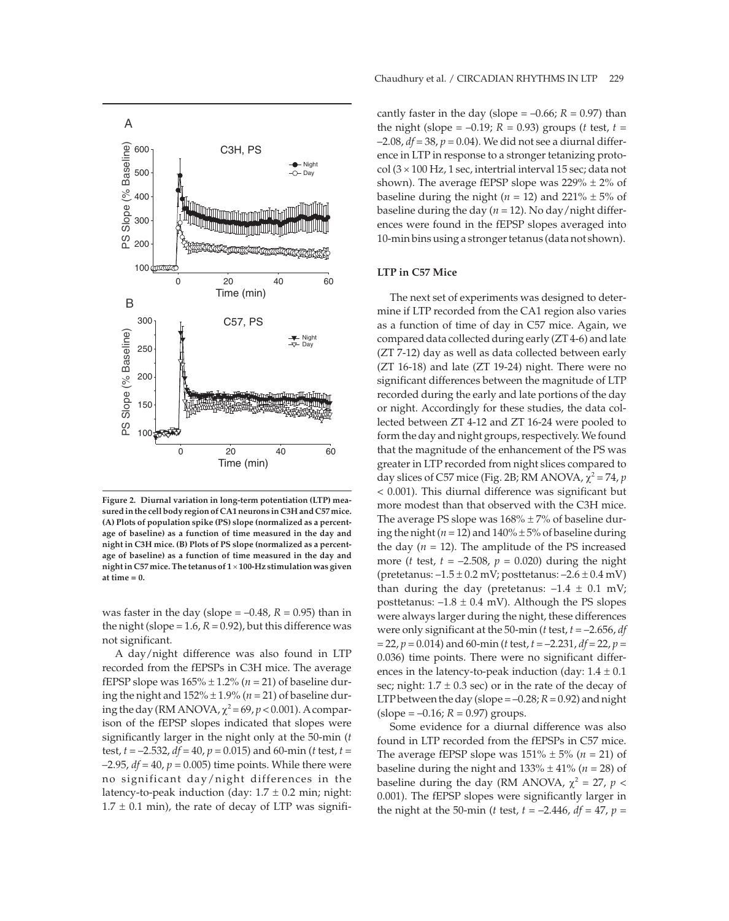**Figure 2. Diurnal variation in long-term potentiation (LTP) measured in the cell body region of CA1 neurons in C3H and C57 mice. (A) Plots of population spike (PS) slope (normalized as a percentage of baseline) as a function of time measured in the day and night in C3H mice. (B) Plots of PS slope (normalized as a percentage of baseline) as a function of time measured in the day and night in C57 mice. The tetanus of 1 × 100-Hz stimulation was given at time = 0.**

was faster in the day (slope = –0.48, $R$ = 0.95) than in the night (slope = 1.6, $R$ = 0.92), but this difference was not significant.

A day/night difference was also found in LTP recorded from the fEPSPs in C3H mice. The average fEPSP slope was 165% ± 1.2% ($n$ = 21) of baseline during the night and 152% ± 1.9% ($n$ = 21) of baseline during the day (RM ANOVA, $\chi^2$ = 69, $p$ < 0.001). A comparison of the fEPSP slopes indicated that slopes were significantly larger in the night only at the 50-min ($t$ test, $t$ = –2.532, $df$ = 40, $p$ = 0.015) and 60-min ($t$ test, $t$ = –2.95, $df$ = 40, $p$ = 0.005) time points. While there were no significant day/night differences in the latency-to-peak induction (day: 1.7 ± 0.2 min; night: 1.7 ± 0.1 min), the rate of decay of LTP was significantly faster in the day (slope = –0.66; $R$ = 0.97) than the night (slope = –0.19; $R$ = 0.93) groups ($t$ test, $t$ = –2.08, $df$ = 38, $p$ = 0.04). We did not see a diurnal difference in LTP in response to a stronger tetanizing protocol (3 × 100 Hz, 1 sec, intertrial interval 15 sec; data not shown). The average fEPSP slope was 229% ± 2% of baseline during the night ($n$ = 12) and 221% ± 5% of baseline during the day ($n$ = 12). No day/night differences were found in the fEPSP slopes averaged into 10-min bins using a stronger tetanus (data not shown).

### LTP in C57 Mice

The next set of experiments was designed to determine if LTP recorded from the CA1 region also varies as a function of time of day in C57 mice. Again, we compared data collected during early (ZT 4-6) and late (ZT 7-12) day as well as data collected between early (ZT 16-18) and late (ZT 19-24) night. There were no significant differences between the magnitude of LTP recorded during the early and late portions of the day or night. Accordingly for these studies, the data collected between ZT 4-12 and ZT 16-24 were pooled to form the day and night groups, respectively. We found that the magnitude of the enhancement of the PS was greater in LTP recorded from night slices compared to day slices of C57 mice (Fig. 2B; RM ANOVA, $\chi^2$ = 74, $p$ < 0.001). This diurnal difference was significant but more modest than that observed with the C3H mice. The average PS slope was 168% ± 7% of baseline during the night ($n$ = 12) and 140% ± 5% of baseline during the day ($n$ = 12). The amplitude of the PS increased more ($t$ test, $t$ = –2.508, $p$ = 0.020) during the night (pretetanus: –1.5 ± 0.2 mV; posttetanus: –2.6 ± 0.4 mV) than during the day (pretetanus: –1.4 ± 0.1 mV; posttetanus: –1.8 ± 0.4 mV). Although the PS slopes were always larger during the night, these differences were only significant at the 50-min ($t$ test, $t$ = –2.656, $df$ = 22, $p$ = 0.014) and 60-min ($t$ test, $t$ = –2.231, $df$ = 22, $p$ = 0.036) time points. There were no significant differences in the latency-to-peak induction (day: 1.4 ± 0.1 sec; night: 1.7 ± 0.3 sec) or in the rate of the decay of LTP between the day (slope = –0.28; $R$ = 0.92) and night (slope = –0.16; $R$ = 0.97) groups.

Some evidence for a diurnal difference was also found in LTP recorded from the fEPSPs in C57 mice. The average fEPSP slope was 151% ± 5% ($n$ = 21) of baseline during the night and 133% ± 41% ($n$ = 28) of baseline during the day (RM ANOVA, $\chi^2$ = 27, $p$ < 0.001). The fEPSP slopes were significantly larger in the night at the 50-min ($t$ test, $t$ = –2.446, $df$ = 47, $p$ =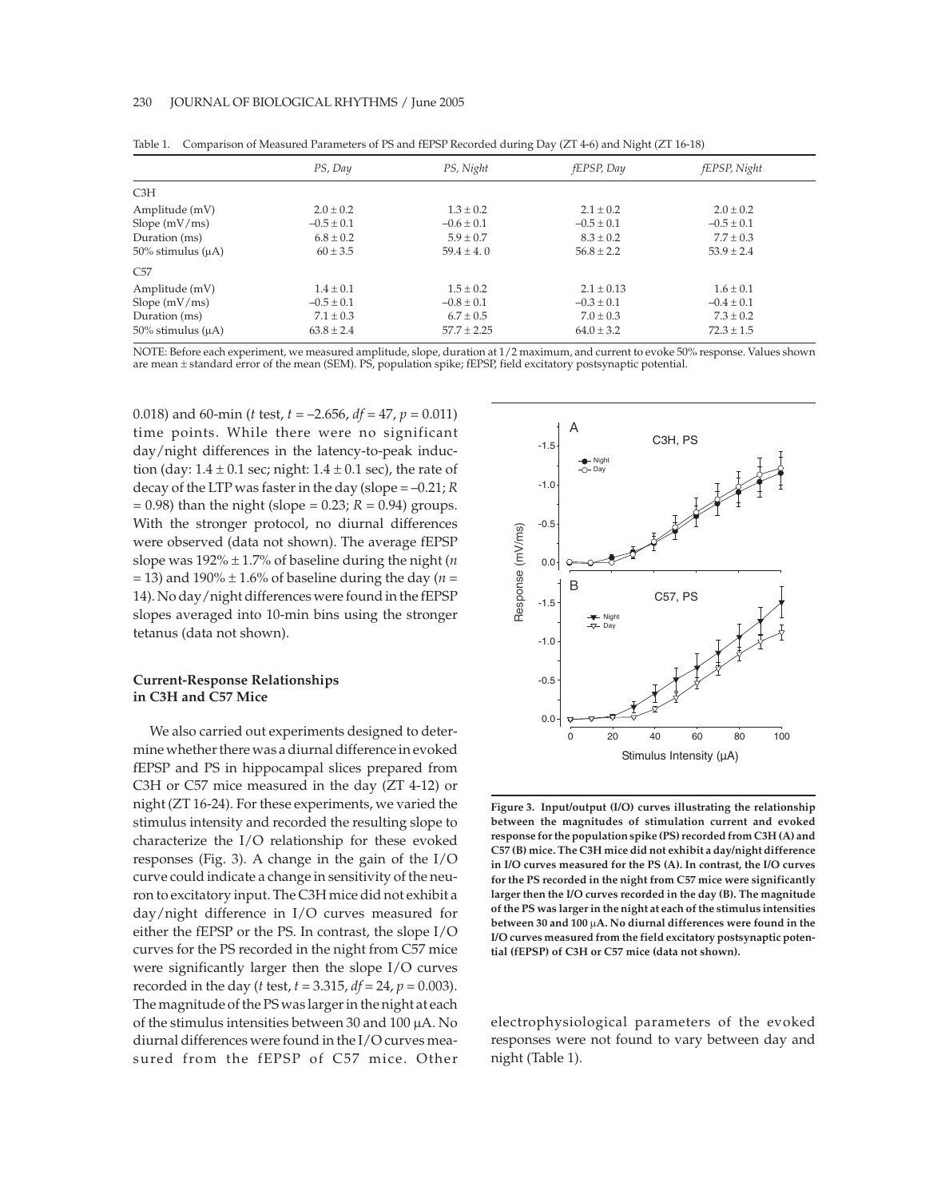Table 1. Comparison of Measured Parameters of PS and fEPSP Recorded during Day (ZT 4-6) and Night (ZT 16-18)

| | *PS, Day* | *PS, Night* | *fEPSP, Day* | *fEPSP, Night* |
|---|---|---|---|---|
| C3H | | | | |
| Amplitude (mV) | 2.0 ± 0.2 | 1.3 ± 0.2 | 2.1 ± 0.2 | 2.0 ± 0.2 |
| Slope (mV/ms) | –0.5 ± 0.1 | –0.6 ± 0.1 | –0.5 ± 0.1 | –0.5 ± 0.1 |
| Duration (ms) | 6.8 ± 0.2 | 5.9 ± 0.7 | 8.3 ± 0.2 | 7.7 ± 0.3 |
| 50% stimulus (μA) | 60 ± 3.5 | 59.4 ± 4. 0 | 56.8 ± 2.2 | 53.9 ± 2.4 |
| C57 | | | | |
| Amplitude (mV) | 1.4 ± 0.1 | 1.5 ± 0.2 | 2.1 ± 0.13 | 1.6 ± 0.1 |
| Slope (mV/ms) | –0.5 ± 0.1 | –0.8 ± 0.1 | –0.3 ± 0.1 | –0.4 ± 0.1 |
| Duration (ms) | 7.1 ± 0.3 | 6.7 ± 0.5 | 7.0 ± 0.3 | 7.3 ± 0.2 |
| 50% stimulus (μA) | 63.8 ± 2.4 | 57.7 ± 2.25 | 64.0 ± 3.2 | 72.3 ± 1.5 |

NOTE: Before each experiment, we measured amplitude, slope, duration at 1/2 maximum, and current to evoke 50% response. Values shown are mean ± standard error of the mean (SEM). PS, population spike; fEPSP, field excitatory postsynaptic potential.

0.018) and 60-min (*t* test, $t = -2.656$, $df = 47$, $p = 0.011$) time points. While there were no significant day/night differences in the latency-to-peak induction (day: 1.4 ± 0.1 sec; night: 1.4 ± 0.1 sec), the rate of decay of the LTP was faster in the day (slope = –0.21; $R = 0.98$) than the night (slope = 0.23; $R = 0.94$) groups. With the stronger protocol, no diurnal differences were observed (data not shown). The average fEPSP slope was 192% ± 1.7% of baseline during the night ($n = 13$) and 190% ± 1.6% of baseline during the day ($n = 14$). No day/night differences were found in the fEPSP slopes averaged into 10-min bins using the stronger tetanus (data not shown).

### Current-Response Relationships in C3H and C57 Mice

We also carried out experiments designed to determine whether there was a diurnal difference in evoked fEPSP and PS in hippocampal slices prepared from C3H or C57 mice measured in the day (ZT 4-12) or night (ZT 16-24). For these experiments, we varied the stimulus intensity and recorded the resulting slope to characterize the I/O relationship for these evoked responses (Fig. 3). A change in the gain of the I/O curve could indicate a change in sensitivity of the neuron to excitatory input. The C3H mice did not exhibit a day/night difference in I/O curves measured for either the fEPSP or the PS. In contrast, the slope I/O curves for the PS recorded in the night from C57 mice were significantly larger then the slope I/O curves recorded in the day (*t* test, $t = 3.315$, $df = 24$, $p = 0.003$). The magnitude of the PS was larger in the night at each of the stimulus intensities between 30 and 100 μA. No diurnal differences were found in the I/O curves measured from the fEPSP of C57 mice. Other electrophysiological parameters of the evoked responses were not found to vary between day and night (Table 1).

**Figure 3. Input/output (I/O) curves illustrating the relationship between the magnitudes of stimulation current and evoked response for the population spike (PS) recorded from C3H (A) and C57 (B) mice. The C3H mice did not exhibit a day/night difference in I/O curves measured for the PS (A). In contrast, the I/O curves for the PS recorded in the night from C57 mice were significantly larger then the I/O curves recorded in the day (B). The magnitude of the PS was larger in the night at each of the stimulus intensities between 30 and 100 μA. No diurnal differences were found in the I/O curves measured from the field excitatory postsynaptic potential (fEPSP) of C3H or C57 mice (data not shown).**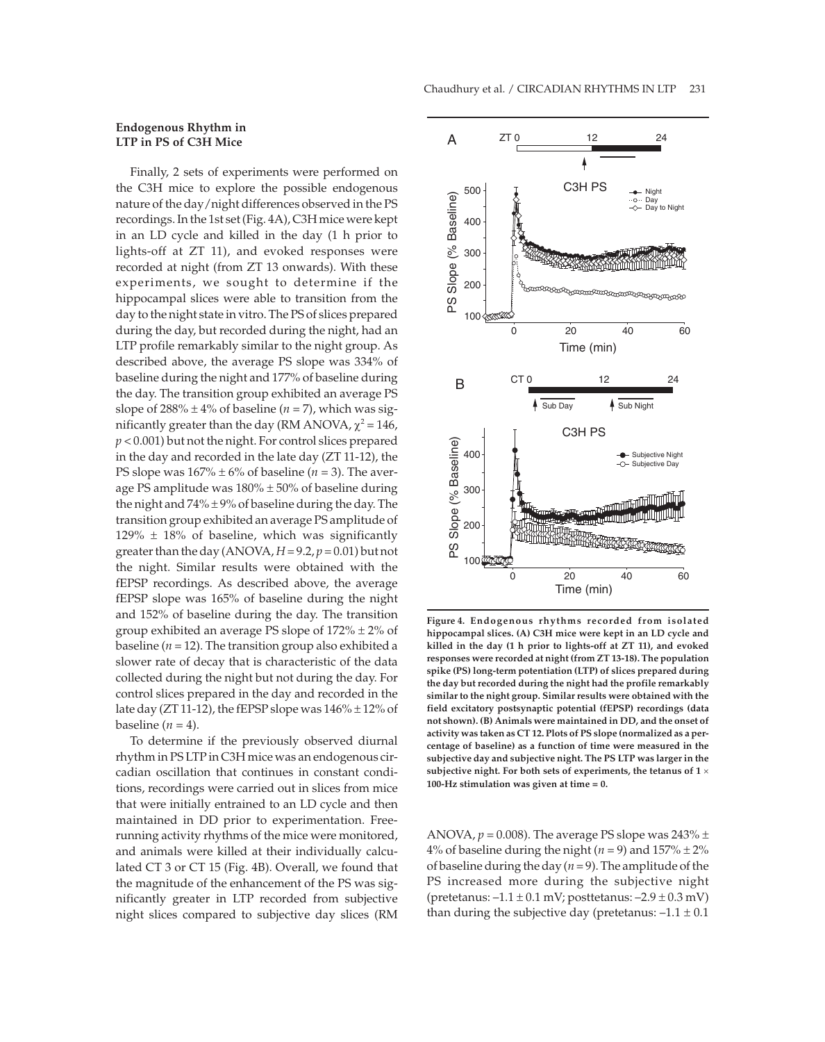### Endogenous Rhythm in LTP in PS of C3H Mice

Finally, 2 sets of experiments were performed on the C3H mice to explore the possible endogenous nature of the day/night differences observed in the PS recordings. In the 1st set (Fig. 4A), C3H mice were kept in an LD cycle and killed in the day (1 h prior to lights-off at ZT 11), and evoked responses were recorded at night (from ZT 13 onwards). With these experiments, we sought to determine if the hippocampal slices were able to transition from the day to the night state in vitro. The PS of slices prepared during the day, but recorded during the night, had an LTP profile remarkably similar to the night group. As described above, the average PS slope was 334% of baseline during the night and 177% of baseline during the day. The transition group exhibited an average PS slope of 288% ± 4% of baseline ($n$ = 7), which was significantly greater than the day (RM ANOVA, $\chi^2 = 146$, $p < 0.001$) but not the night. For control slices prepared in the day and recorded in the late day (ZT 11-12), the PS slope was 167% ± 6% of baseline ($n$ = 3). The average PS amplitude was 180% ± 50% of baseline during the night and 74% ± 9% of baseline during the day. The transition group exhibited an average PS amplitude of 129% ± 18% of baseline, which was significantly greater than the day (ANOVA, $H = 9.2$, $p = 0.01$) but not the night. Similar results were obtained with the fEPSP recordings. As described above, the average fEPSP slope was 165% of baseline during the night and 152% of baseline during the day. The transition group exhibited an average PS slope of 172% ± 2% of baseline ($n$ = 12). The transition group also exhibited a slower rate of decay that is characteristic of the data collected during the night but not during the day. For control slices prepared in the day and recorded in the late day (ZT 11-12), the fEPSP slope was 146% ± 12% of baseline ($n$ = 4).

To determine if the previously observed diurnal rhythm in PS LTP in C3H mice was an endogenous circadian oscillation that continues in constant conditions, recordings were carried out in slices from mice that were initially entrained to an LD cycle and then maintained in DD prior to experimentation. Free-running activity rhythms of the mice were monitored, and animals were killed at their individually calculated CT 3 or CT 15 (Fig. 4B). Overall, we found that the magnitude of the enhancement of the PS was significantly greater in LTP recorded from subjective night slices compared to subjective day slices (RM ANOVA, $p = 0.008$). The average PS slope was 243% ± 4% of baseline during the night ($n$ = 9) and 157% ± 2% of baseline during the day ($n$ = 9). The amplitude of the PS increased more during the subjective night (pretetanus: –1.1 ± 0.1 mV; posttetanus: –2.9 ± 0.3 mV) than during the subjective day (pretetanus: –1.1 ± 0.1

**Figure 4. Endogenous rhythms recorded from isolated hippocampal slices. (A) C3H mice were kept in an LD cycle and killed in the day (1 h prior to lights-off at ZT 11), and evoked responses were recorded at night (from ZT 13-18). The population spike (PS) long-term potentiation (LTP) of slices prepared during the day but recorded during the night had the profile remarkably similar to the night group. Similar results were obtained with the field excitatory postsynaptic potential (fEPSP) recordings (data not shown). (B) Animals were maintained in DD, and the onset of activity was taken as CT 12. Plots of PS slope (normalized as a percentage of baseline) as a function of time were measured in the subjective day and subjective night. The PS LTP was larger in the subjective night. For both sets of experiments, the tetanus of 1 × 100-Hz stimulation was given at time = 0.**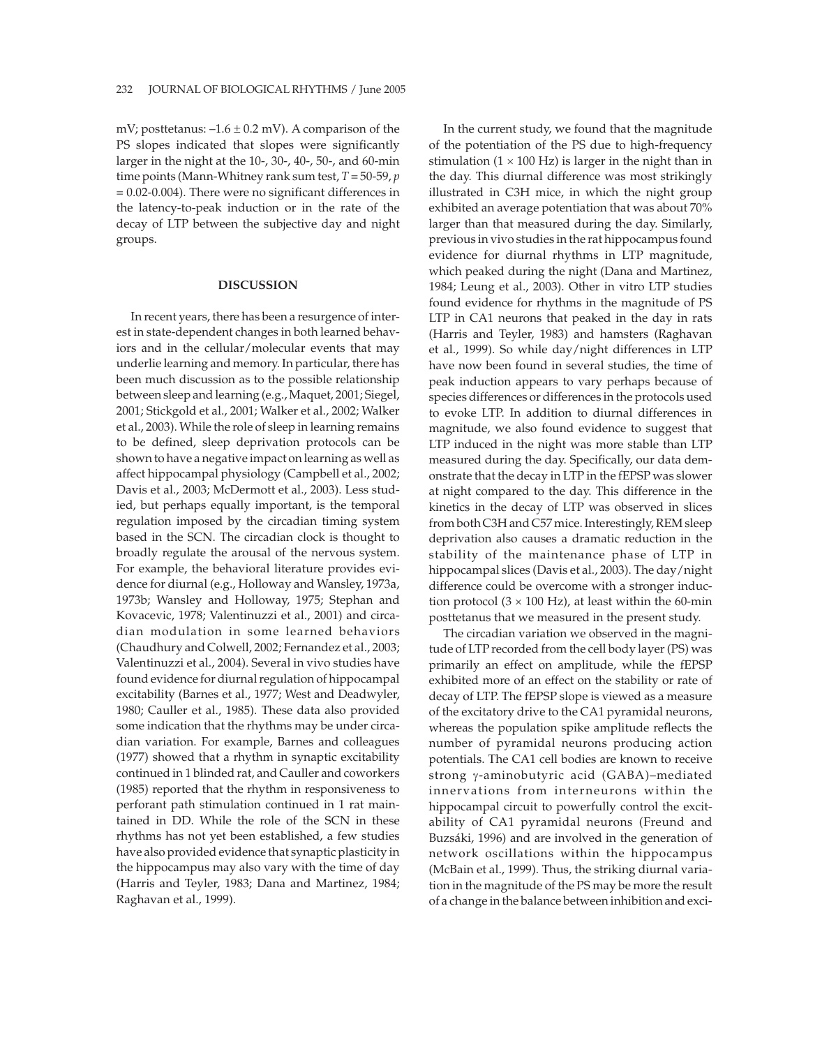mV; posttetanus: –1.6 ± 0.2 mV). A comparison of the PS slopes indicated that slopes were significantly larger in the night at the 10-, 30-, 40-, 50-, and 60-min time points (Mann-Whitney rank sum test, $T = 50\text{-}59$, $p = 0.02\text{-}0.004$). There were no significant differences in the latency-to-peak induction or in the rate of the decay of LTP between the subjective day and night groups.

## DISCUSSION

In recent years, there has been a resurgence of interest in state-dependent changes in both learned behaviors and in the cellular/molecular events that may underlie learning and memory. In particular, there has been much discussion as to the possible relationship between sleep and learning (e.g., Maquet, 2001; Siegel, 2001; Stickgold et al., 2001; Walker et al., 2002; Walker et al., 2003). While the role of sleep in learning remains to be defined, sleep deprivation protocols can be shown to have a negative impact on learning as well as affect hippocampal physiology (Campbell et al., 2002; Davis et al., 2003; McDermott et al., 2003). Less studied, but perhaps equally important, is the temporal regulation imposed by the circadian timing system based in the SCN. The circadian clock is thought to broadly regulate the arousal of the nervous system. For example, the behavioral literature provides evidence for diurnal (e.g., Holloway and Wansley, 1973a, 1973b; Wansley and Holloway, 1975; Stephan and Kovacevic, 1978; Valentinuzzi et al., 2001) and circadian modulation in some learned behaviors (Chaudhury and Colwell, 2002; Fernandez et al., 2003; Valentinuzzi et al., 2004). Several in vivo studies have found evidence for diurnal regulation of hippocampal excitability (Barnes et al., 1977; West and Deadwyler, 1980; Cauller et al., 1985). These data also provided some indication that the rhythms may be under circadian variation. For example, Barnes and colleagues (1977) showed that a rhythm in synaptic excitability continued in 1 blinded rat, and Cauller and coworkers (1985) reported that the rhythm in responsiveness to perforant path stimulation continued in 1 rat maintained in DD. While the role of the SCN in these rhythms has not yet been established, a few studies have also provided evidence that synaptic plasticity in the hippocampus may also vary with the time of day (Harris and Teyler, 1983; Dana and Martinez, 1984; Raghavan et al., 1999).

In the current study, we found that the magnitude of the potentiation of the PS due to high-frequency stimulation (1 × 100 Hz) is larger in the night than in the day. This diurnal difference was most strikingly illustrated in C3H mice, in which the night group exhibited an average potentiation that was about 70% larger than that measured during the day. Similarly, previous in vivo studies in the rat hippocampus found evidence for diurnal rhythms in LTP magnitude, which peaked during the night (Dana and Martinez, 1984; Leung et al., 2003). Other in vitro LTP studies found evidence for rhythms in the magnitude of PS LTP in CA1 neurons that peaked in the day in rats (Harris and Teyler, 1983) and hamsters (Raghavan et al., 1999). So while day/night differences in LTP have now been found in several studies, the time of peak induction appears to vary perhaps because of species differences or differences in the protocols used to evoke LTP. In addition to diurnal differences in magnitude, we also found evidence to suggest that LTP induced in the night was more stable than LTP measured during the day. Specifically, our data demonstrate that the decay in LTP in the fEPSP was slower at night compared to the day. This difference in the kinetics in the decay of LTP was observed in slices from both C3H and C57 mice. Interestingly, REM sleep deprivation also causes a dramatic reduction in the stability of the maintenance phase of LTP in hippocampal slices (Davis et al., 2003). The day/night difference could be overcome with a stronger induction protocol (3 × 100 Hz), at least within the 60-min posttetanus that we measured in the present study.

The circadian variation we observed in the magnitude of LTP recorded from the cell body layer (PS) was primarily an effect on amplitude, while the fEPSP exhibited more of an effect on the stability or rate of decay of LTP. The fEPSP slope is viewed as a measure of the excitatory drive to the CA1 pyramidal neurons, whereas the population spike amplitude reflects the number of pyramidal neurons producing action potentials. The CA1 cell bodies are known to receive strong γ-aminobutyric acid (GABA)–mediated innervations from interneurons within the hippocampal circuit to powerfully control the excitability of CA1 pyramidal neurons (Freund and Buzsáki, 1996) and are involved in the generation of network oscillations within the hippocampus (McBain et al., 1999). Thus, the striking diurnal variation in the magnitude of the PS may be more the result of a change in the balance between inhibition and exci-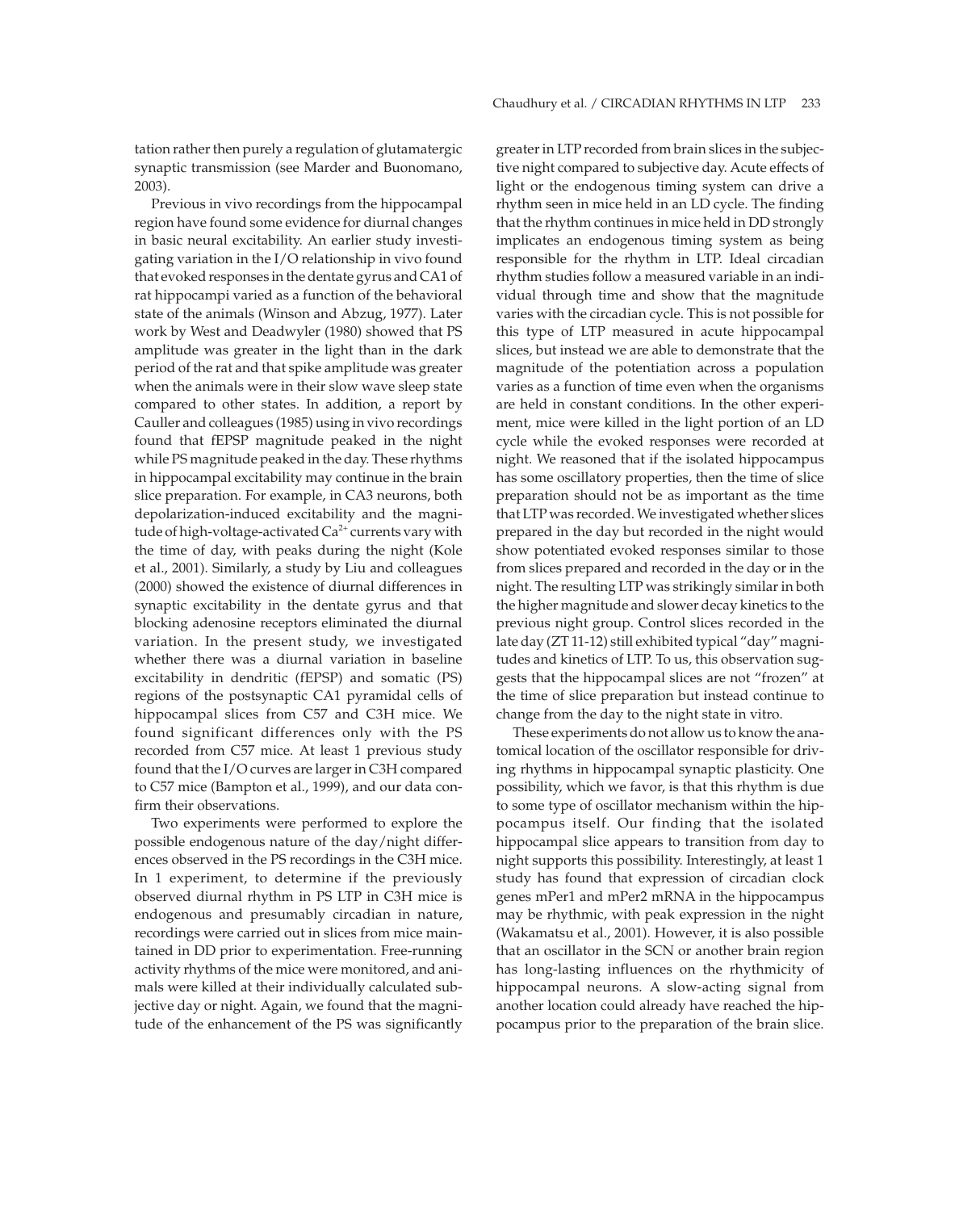tation rather then purely a regulation of glutamatergic synaptic transmission (see Marder and Buonomano, 2003).

Previous in vivo recordings from the hippocampal region have found some evidence for diurnal changes in basic neural excitability. An earlier study investigating variation in the I/O relationship in vivo found that evoked responses in the dentate gyrus and CA1 of rat hippocampi varied as a function of the behavioral state of the animals (Winson and Abzug, 1977). Later work by West and Deadwyler (1980) showed that PS amplitude was greater in the light than in the dark period of the rat and that spike amplitude was greater when the animals were in their slow wave sleep state compared to other states. In addition, a report by Cauller and colleagues (1985) using in vivo recordings found that fEPSP magnitude peaked in the night while PS magnitude peaked in the day. These rhythms in hippocampal excitability may continue in the brain slice preparation. For example, in CA3 neurons, both depolarization-induced excitability and the magnitude of high-voltage-activated $Ca^{2+}$ currents vary with the time of day, with peaks during the night (Kole et al., 2001). Similarly, a study by Liu and colleagues (2000) showed the existence of diurnal differences in synaptic excitability in the dentate gyrus and that blocking adenosine receptors eliminated the diurnal variation. In the present study, we investigated whether there was a diurnal variation in baseline excitability in dendritic (fEPSP) and somatic (PS) regions of the postsynaptic CA1 pyramidal cells of hippocampal slices from C57 and C3H mice. We found significant differences only with the PS recorded from C57 mice. At least 1 previous study found that the I/O curves are larger in C3H compared to C57 mice (Bampton et al., 1999), and our data confirm their observations.

Two experiments were performed to explore the possible endogenous nature of the day/night differences observed in the PS recordings in the C3H mice. In 1 experiment, to determine if the previously observed diurnal rhythm in PS LTP in C3H mice is endogenous and presumably circadian in nature, recordings were carried out in slices from mice maintained in DD prior to experimentation. Free-running activity rhythms of the mice were monitored, and animals were killed at their individually calculated subjective day or night. Again, we found that the magnitude of the enhancement of the PS was significantly greater in LTP recorded from brain slices in the subjective night compared to subjective day. Acute effects of light or the endogenous timing system can drive a rhythm seen in mice held in an LD cycle. The finding that the rhythm continues in mice held in DD strongly implicates an endogenous timing system as being responsible for the rhythm in LTP. Ideal circadian rhythm studies follow a measured variable in an individual through time and show that the magnitude varies with the circadian cycle. This is not possible for this type of LTP measured in acute hippocampal slices, but instead we are able to demonstrate that the magnitude of the potentiation across a population varies as a function of time even when the organisms are held in constant conditions. In the other experiment, mice were killed in the light portion of an LD cycle while the evoked responses were recorded at night. We reasoned that if the isolated hippocampus has some oscillatory properties, then the time of slice preparation should not be as important as the time that LTP was recorded. We investigated whether slices prepared in the day but recorded in the night would show potentiated evoked responses similar to those from slices prepared and recorded in the day or in the night. The resulting LTP was strikingly similar in both the higher magnitude and slower decay kinetics to the previous night group. Control slices recorded in the late day (ZT 11-12) still exhibited typical "day" magnitudes and kinetics of LTP. To us, this observation suggests that the hippocampal slices are not "frozen" at the time of slice preparation but instead continue to change from the day to the night state in vitro.

These experiments do not allow us to know the anatomical location of the oscillator responsible for driving rhythms in hippocampal synaptic plasticity. One possibility, which we favor, is that this rhythm is due to some type of oscillator mechanism within the hippocampus itself. Our finding that the isolated hippocampal slice appears to transition from day to night supports this possibility. Interestingly, at least 1 study has found that expression of circadian clock genes mPer1 and mPer2 mRNA in the hippocampus may be rhythmic, with peak expression in the night (Wakamatsu et al., 2001). However, it is also possible that an oscillator in the SCN or another brain region has long-lasting influences on the rhythmicity of hippocampal neurons. A slow-acting signal from another location could already have reached the hippocampus prior to the preparation of the brain slice.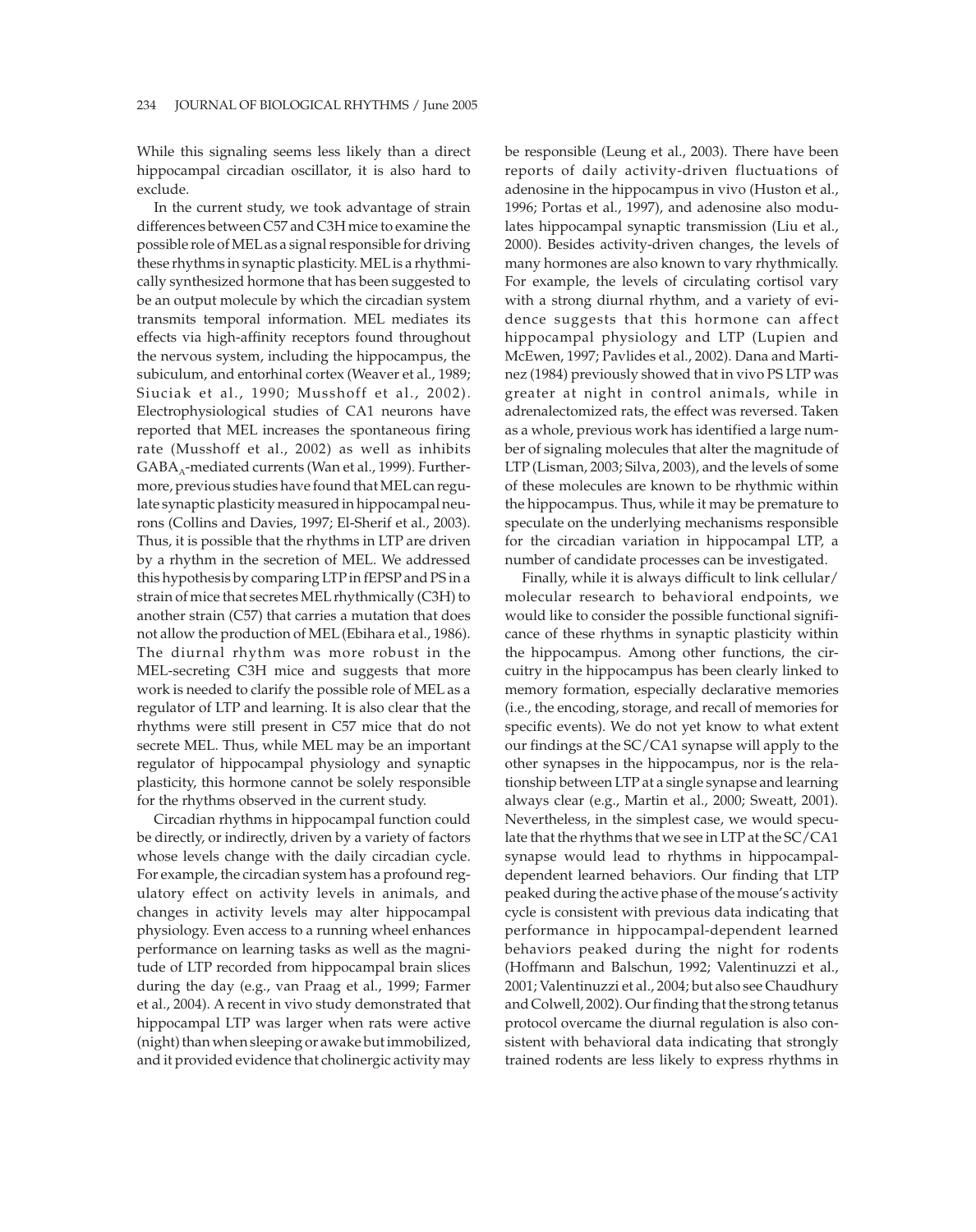While this signaling seems less likely than a direct hippocampal circadian oscillator, it is also hard to exclude.

In the current study, we took advantage of strain differences between C57 and C3H mice to examine the possible role of MEL as a signal responsible for driving these rhythms in synaptic plasticity. MEL is a rhythmically synthesized hormone that has been suggested to be an output molecule by which the circadian system transmits temporal information. MEL mediates its effects via high-affinity receptors found throughout the nervous system, including the hippocampus, the subiculum, and entorhinal cortex (Weaver et al., 1989; Siuciak et al., 1990; Musshoff et al., 2002). Electrophysiological studies of CA1 neurons have reported that MEL increases the spontaneous firing rate (Musshoff et al., 2002) as well as inhibits $GABA_A$-mediated currents (Wan et al., 1999). Furthermore, previous studies have found that MEL can regulate synaptic plasticity measured in hippocampal neurons (Collins and Davies, 1997; El-Sherif et al., 2003). Thus, it is possible that the rhythms in LTP are driven by a rhythm in the secretion of MEL. We addressed this hypothesis by comparing LTP in fEPSP and PS in a strain of mice that secretes MEL rhythmically (C3H) to another strain (C57) that carries a mutation that does not allow the production of MEL (Ebihara et al., 1986). The diurnal rhythm was more robust in the MEL-secreting C3H mice and suggests that more work is needed to clarify the possible role of MEL as a regulator of LTP and learning. It is also clear that the rhythms were still present in C57 mice that do not secrete MEL. Thus, while MEL may be an important regulator of hippocampal physiology and synaptic plasticity, this hormone cannot be solely responsible for the rhythms observed in the current study.

Circadian rhythms in hippocampal function could be directly, or indirectly, driven by a variety of factors whose levels change with the daily circadian cycle. For example, the circadian system has a profound regulatory effect on activity levels in animals, and changes in activity levels may alter hippocampal physiology. Even access to a running wheel enhances performance on learning tasks as well as the magnitude of LTP recorded from hippocampal brain slices during the day (e.g., van Praag et al., 1999; Farmer et al., 2004). A recent in vivo study demonstrated that hippocampal LTP was larger when rats were active (night) than when sleeping or awake but immobilized, and it provided evidence that cholinergic activity may be responsible (Leung et al., 2003). There have been reports of daily activity-driven fluctuations of adenosine in the hippocampus in vivo (Huston et al., 1996; Portas et al., 1997), and adenosine also modulates hippocampal synaptic transmission (Liu et al., 2000). Besides activity-driven changes, the levels of many hormones are also known to vary rhythmically. For example, the levels of circulating cortisol vary with a strong diurnal rhythm, and a variety of evidence suggests that this hormone can affect hippocampal physiology and LTP (Lupien and McEwen, 1997; Pavlides et al., 2002). Dana and Martinez (1984) previously showed that in vivo PS LTP was greater at night in control animals, while in adrenalectomized rats, the effect was reversed. Taken as a whole, previous work has identified a large number of signaling molecules that alter the magnitude of LTP (Lisman, 2003; Silva, 2003), and the levels of some of these molecules are known to be rhythmic within the hippocampus. Thus, while it may be premature to speculate on the underlying mechanisms responsible for the circadian variation in hippocampal LTP, a number of candidate processes can be investigated.

Finally, while it is always difficult to link cellular/molecular research to behavioral endpoints, we would like to consider the possible functional significance of these rhythms in synaptic plasticity within the hippocampus. Among other functions, the circuitry in the hippocampus has been clearly linked to memory formation, especially declarative memories (i.e., the encoding, storage, and recall of memories for specific events). We do not yet know to what extent our findings at the SC/CA1 synapse will apply to the other synapses in the hippocampus, nor is the relationship between LTP at a single synapse and learning always clear (e.g., Martin et al., 2000; Sweatt, 2001). Nevertheless, in the simplest case, we would speculate that the rhythms that we see in LTP at the SC/CA1 synapse would lead to rhythms in hippocampal-dependent learned behaviors. Our finding that LTP peaked during the active phase of the mouse's activity cycle is consistent with previous data indicating that performance in hippocampal-dependent learned behaviors peaked during the night for rodents (Hoffmann and Balschun, 1992; Valentinuzzi et al., 2001; Valentinuzzi et al., 2004; but also see Chaudhury and Colwell, 2002). Our finding that the strong tetanus protocol overcame the diurnal regulation is also consistent with behavioral data indicating that strongly trained rodents are less likely to express rhythms in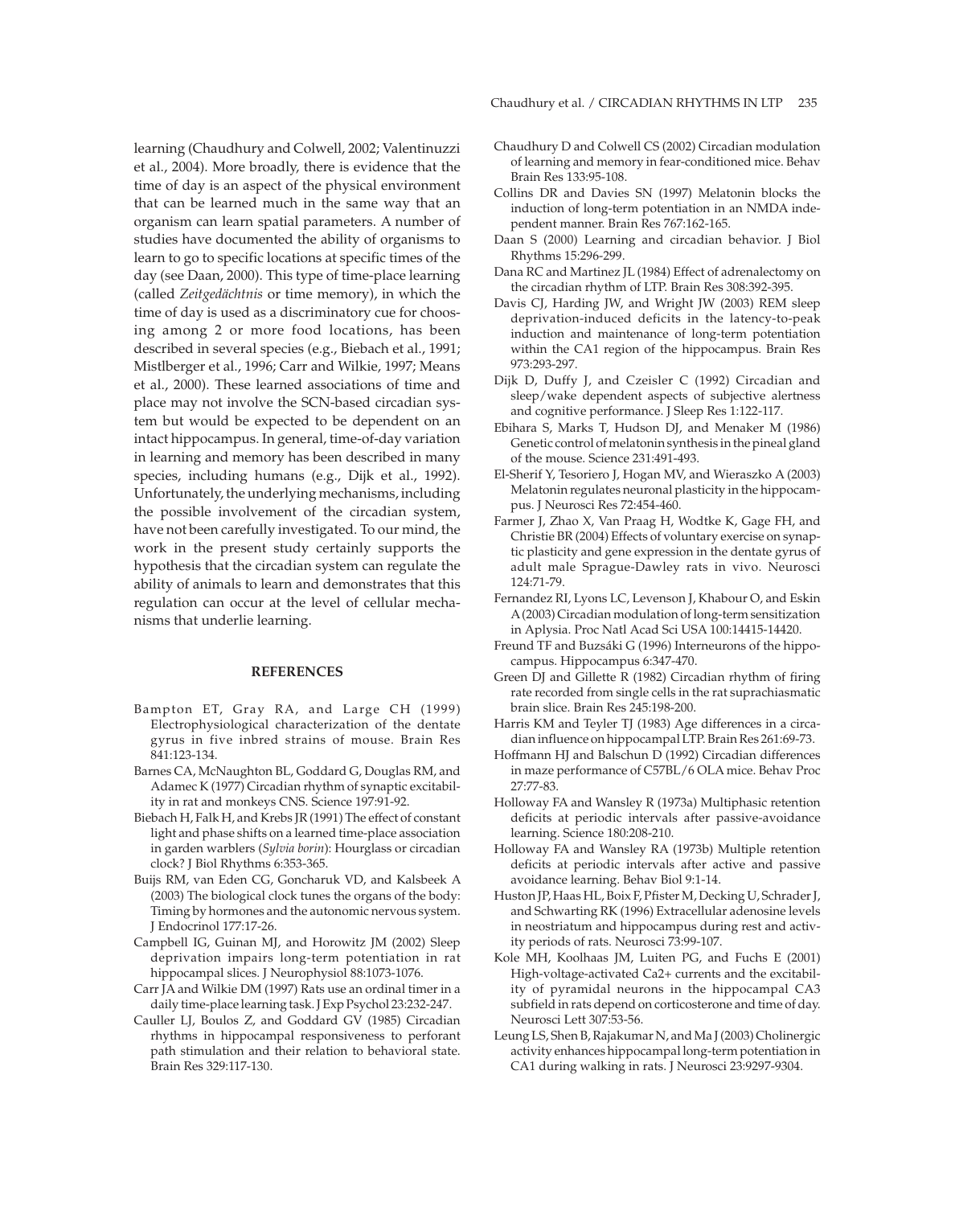learning (Chaudhury and Colwell, 2002; Valentinuzzi et al., 2004). More broadly, there is evidence that the time of day is an aspect of the physical environment that can be learned much in the same way that an organism can learn spatial parameters. A number of studies have documented the ability of organisms to learn to go to specific locations at specific times of the day (see Daan, 2000). This type of time-place learning (called *Zeitgedächtnis* or time memory), in which the time of day is used as a discriminatory cue for choosing among 2 or more food locations, has been described in several species (e.g., Biebach et al., 1991; Mistlberger et al., 1996; Carr and Wilkie, 1997; Means et al., 2000). These learned associations of time and place may not involve the SCN-based circadian system but would be expected to be dependent on an intact hippocampus. In general, time-of-day variation in learning and memory has been described in many species, including humans (e.g., Dijk et al., 1992). Unfortunately, the underlying mechanisms, including the possible involvement of the circadian system, have not been carefully investigated. To our mind, the work in the present study certainly supports the hypothesis that the circadian system can regulate the ability of animals to learn and demonstrates that this regulation can occur at the level of cellular mechanisms that underlie learning.

## REFERENCES

Bampton ET, Gray RA, and Large CH (1999) Electrophysiological characterization of the dentate gyrus in five inbred strains of mouse. Brain Res 841:123-134.

Barnes CA, McNaughton BL, Goddard G, Douglas RM, and Adamec K (1977) Circadian rhythm of synaptic excitability in rat and monkeys CNS. Science 197:91-92.

Biebach H, Falk H, and Krebs JR (1991) The effect of constant light and phase shifts on a learned time-place association in garden warblers (*Sylvia borin*): Hourglass or circadian clock? J Biol Rhythms 6:353-365.

Buijs RM, van Eden CG, Goncharuk VD, and Kalsbeek A (2003) The biological clock tunes the organs of the body: Timing by hormones and the autonomic nervous system. J Endocrinol 177:17-26.

Campbell IG, Guinan MJ, and Horowitz JM (2002) Sleep deprivation impairs long-term potentiation in rat hippocampal slices. J Neurophysiol 88:1073-1076.

Carr JA and Wilkie DM (1997) Rats use an ordinal timer in a daily time-place learning task. J Exp Psychol 23:232-247.

Cauller LJ, Boulos Z, and Goddard GV (1985) Circadian rhythms in hippocampal responsiveness to perforant path stimulation and their relation to behavioral state. Brain Res 329:117-130.

Chaudhury D and Colwell CS (2002) Circadian modulation of learning and memory in fear-conditioned mice. Behav Brain Res 133:95-108.

Collins DR and Davies SN (1997) Melatonin blocks the induction of long-term potentiation in an NMDA independent manner. Brain Res 767:162-165.

Daan S (2000) Learning and circadian behavior. J Biol Rhythms 15:296-299.

Dana RC and Martinez JL (1984) Effect of adrenalectomy on the circadian rhythm of LTP. Brain Res 308:392-395.

Davis CJ, Harding JW, and Wright JW (2003) REM sleep deprivation-induced deficits in the latency-to-peak induction and maintenance of long-term potentiation within the CA1 region of the hippocampus. Brain Res 973:293-297.

Dijk D, Duffy J, and Czeisler C (1992) Circadian and sleep/wake dependent aspects of subjective alertness and cognitive performance. J Sleep Res 1:122-117.

Ebihara S, Marks T, Hudson DJ, and Menaker M (1986) Genetic control of melatonin synthesis in the pineal gland of the mouse. Science 231:491-493.

El-Sherif Y, Tesoriero J, Hogan MV, and Wieraszko A (2003) Melatonin regulates neuronal plasticity in the hippocampus. J Neurosci Res 72:454-460.

Farmer J, Zhao X, Van Praag H, Wodtke K, Gage FH, and Christie BR (2004) Effects of voluntary exercise on synaptic plasticity and gene expression in the dentate gyrus of adult male Sprague-Dawley rats in vivo. Neurosci 124:71-79.

Fernandez RI, Lyons LC, Levenson J, Khabour O, and Eskin A (2003) Circadian modulation of long-term sensitization in Aplysia. Proc Natl Acad Sci USA 100:14415-14420.

Freund TF and Buzsáki G (1996) Interneurons of the hippocampus. Hippocampus 6:347-470.

Green DJ and Gillette R (1982) Circadian rhythm of firing rate recorded from single cells in the rat suprachiasmatic brain slice. Brain Res 245:198-200.

Harris KM and Teyler TJ (1983) Age differences in a circadian influence on hippocampal LTP. Brain Res 261:69-73.

Hoffmann HJ and Balschun D (1992) Circadian differences in maze performance of C57BL/6 OLA mice. Behav Proc 27:77-83.

Holloway FA and Wansley R (1973a) Multiphasic retention deficits at periodic intervals after passive-avoidance learning. Science 180:208-210.

Holloway FA and Wansley RA (1973b) Multiple retention deficits at periodic intervals after active and passive avoidance learning. Behav Biol 9:1-14.

Huston JP, Haas HL, Boix F, Pfister M, Decking U, Schrader J, and Schwarting RK (1996) Extracellular adenosine levels in neostriatum and hippocampus during rest and activity periods of rats. Neurosci 73:99-107.

Kole MH, Koolhaas JM, Luiten PG, and Fuchs E (2001) High-voltage-activated Ca2+ currents and the excitability of pyramidal neurons in the hippocampal CA3 subfield in rats depend on corticosterone and time of day. Neurosci Lett 307:53-56.

Leung LS, Shen B, Rajakumar N, and Ma J (2003) Cholinergic activity enhances hippocampal long-term potentiation in CA1 during walking in rats. J Neurosci 23:9297-9304.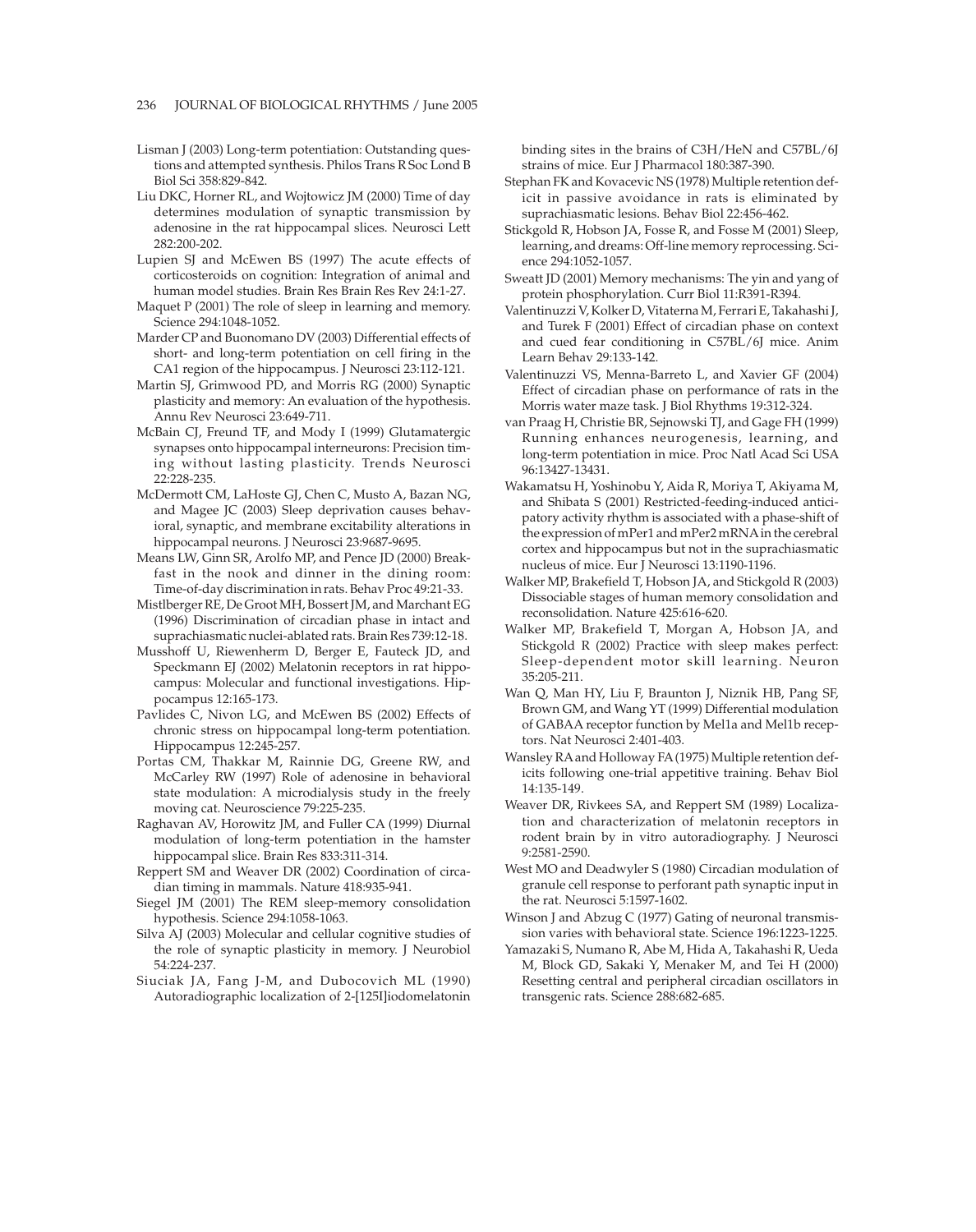Lisman J (2003) Long-term potentiation: Outstanding questions and attempted synthesis. Philos Trans R Soc Lond B Biol Sci 358:829-842.

Liu DKC, Horner RL, and Wojtowicz JM (2000) Time of day determines modulation of synaptic transmission by adenosine in the rat hippocampal slices. Neurosci Lett 282:200-202.

Lupien SJ and McEwen BS (1997) The acute effects of corticosteroids on cognition: Integration of animal and human model studies. Brain Res Brain Res Rev 24:1-27.

Maquet P (2001) The role of sleep in learning and memory. Science 294:1048-1052.

Marder CP and Buonomano DV (2003) Differential effects of short- and long-term potentiation on cell firing in the CA1 region of the hippocampus. J Neurosci 23:112-121.

Martin SJ, Grimwood PD, and Morris RG (2000) Synaptic plasticity and memory: An evaluation of the hypothesis. Annu Rev Neurosci 23:649-711.

McBain CJ, Freund TF, and Mody I (1999) Glutamatergic synapses onto hippocampal interneurons: Precision timing without lasting plasticity. Trends Neurosci 22:228-235.

McDermott CM, LaHoste GJ, Chen C, Musto A, Bazan NG, and Magee JC (2003) Sleep deprivation causes behavioral, synaptic, and membrane excitability alterations in hippocampal neurons. J Neurosci 23:9687-9695.

Means LW, Ginn SR, Arolfo MP, and Pence JD (2000) Breakfast in the nook and dinner in the dining room: Time-of-day discrimination in rats. Behav Proc 49:21-33.

Mistlberger RE, De Groot MH, Bossert JM, and Marchant EG (1996) Discrimination of circadian phase in intact and suprachiasmatic nuclei-ablated rats. Brain Res 739:12-18.

Musshoff U, Riewenherm D, Berger E, Fauteck JD, and Speckmann EJ (2002) Melatonin receptors in rat hippocampus: Molecular and functional investigations. Hippocampus 12:165-173.

Pavlides C, Nivon LG, and McEwen BS (2002) Effects of chronic stress on hippocampal long-term potentiation. Hippocampus 12:245-257.

Portas CM, Thakkar M, Rainnie DG, Greene RW, and McCarley RW (1997) Role of adenosine in behavioral state modulation: A microdialysis study in the freely moving cat. Neuroscience 79:225-235.

Raghavan AV, Horowitz JM, and Fuller CA (1999) Diurnal modulation of long-term potentiation in the hamster hippocampal slice. Brain Res 833:311-314.

Reppert SM and Weaver DR (2002) Coordination of circadian timing in mammals. Nature 418:935-941.

Siegel JM (2001) The REM sleep-memory consolidation hypothesis. Science 294:1058-1063.

Silva AJ (2003) Molecular and cellular cognitive studies of the role of synaptic plasticity in memory. J Neurobiol 54:224-237.

Siuciak JA, Fang J-M, and Dubocovich ML (1990) Autoradiographic localization of 2-[125I]iodomelatonin binding sites in the brains of C3H/HeN and C57BL/6J strains of mice. Eur J Pharmacol 180:387-390.

Stephan FK and Kovacevic NS (1978) Multiple retention deficit in passive avoidance in rats is eliminated by suprachiasmatic lesions. Behav Biol 22:456-462.

Stickgold R, Hobson JA, Fosse R, and Fosse M (2001) Sleep, learning, and dreams: Off-line memory reprocessing. Science 294:1052-1057.

Sweatt JD (2001) Memory mechanisms: The yin and yang of protein phosphorylation. Curr Biol 11:R391-R394.

Valentinuzzi V, Kolker D, Vitaterna M, Ferrari E, Takahashi J, and Turek F (2001) Effect of circadian phase on context and cued fear conditioning in C57BL/6J mice. Anim Learn Behav 29:133-142.

Valentinuzzi VS, Menna-Barreto L, and Xavier GF (2004) Effect of circadian phase on performance of rats in the Morris water maze task. J Biol Rhythms 19:312-324.

van Praag H, Christie BR, Sejnowski TJ, and Gage FH (1999) Running enhances neurogenesis, learning, and long-term potentiation in mice. Proc Natl Acad Sci USA 96:13427-13431.

Wakamatsu H, Yoshinobu Y, Aida R, Moriya T, Akiyama M, and Shibata S (2001) Restricted-feeding-induced anticipatory activity rhythm is associated with a phase-shift of the expression of mPer1 and mPer2 mRNA in the cerebral cortex and hippocampus but not in the suprachiasmatic nucleus of mice. Eur J Neurosci 13:1190-1196.

Walker MP, Brakefield T, Hobson JA, and Stickgold R (2003) Dissociable stages of human memory consolidation and reconsolidation. Nature 425:616-620.

Walker MP, Brakefield T, Morgan A, Hobson JA, and Stickgold R (2002) Practice with sleep makes perfect: Sleep-dependent motor skill learning. Neuron 35:205-211.

Wan Q, Man HY, Liu F, Braunton J, Niznik HB, Pang SF, Brown GM, and Wang YT (1999) Differential modulation of GABAA receptor function by Mel1a and Mel1b receptors. Nat Neurosci 2:401-403.

Wansley RA and Holloway FA (1975) Multiple retention deficits following one-trial appetitive training. Behav Biol 14:135-149.

Weaver DR, Rivkees SA, and Reppert SM (1989) Localization and characterization of melatonin receptors in rodent brain by in vitro autoradiography. J Neurosci 9:2581-2590.

West MO and Deadwyler S (1980) Circadian modulation of granule cell response to perforant path synaptic input in the rat. Neurosci 5:1597-1602.

Winson J and Abzug C (1977) Gating of neuronal transmission varies with behavioral state. Science 196:1223-1225.

Yamazaki S, Numano R, Abe M, Hida A, Takahashi R, Ueda M, Block GD, Sakaki Y, Menaker M, and Tei H (2000) Resetting central and peripheral circadian oscillators in transgenic rats. Science 288:682-685.